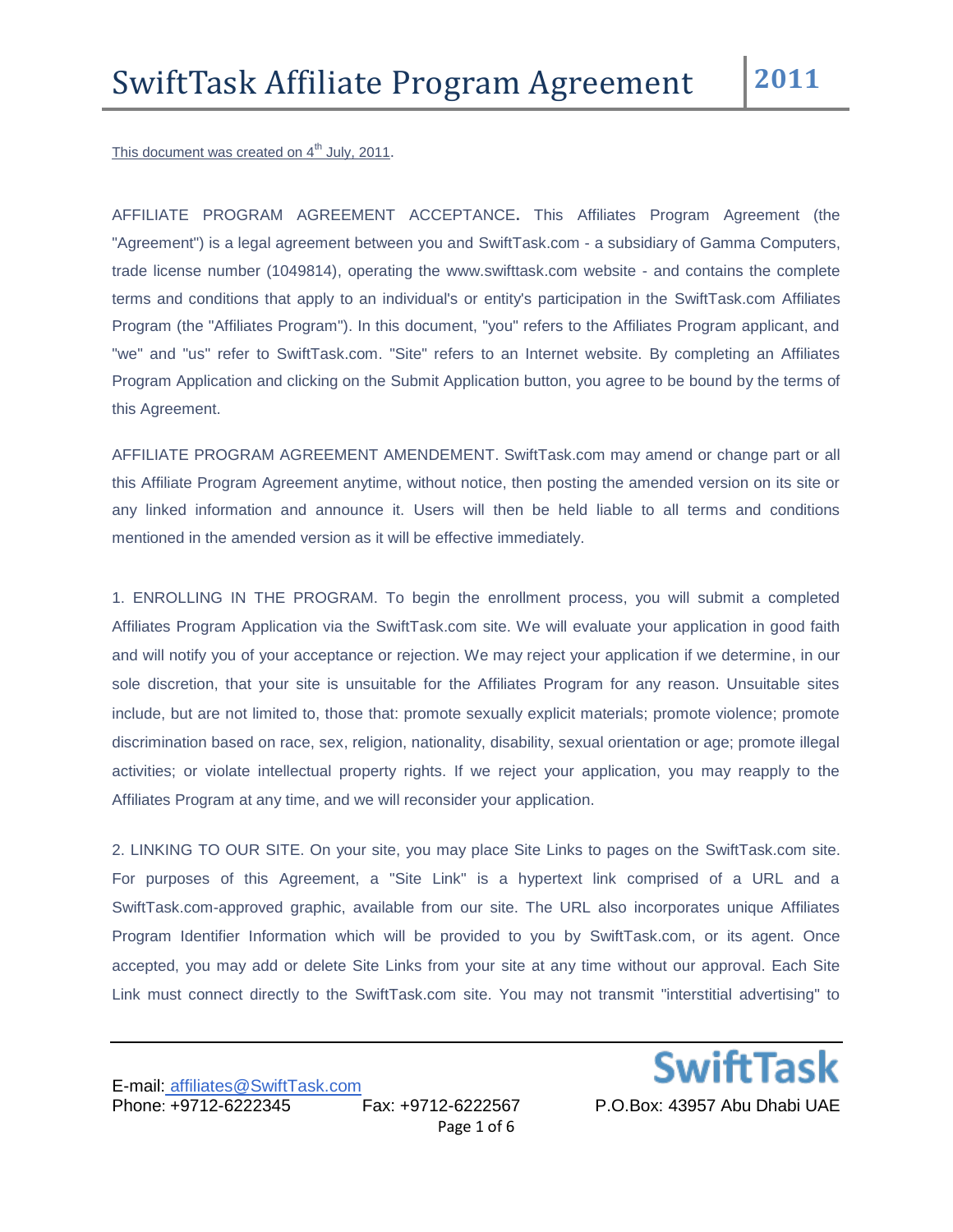# SwiftTask Affiliate Program Agreement 2011

This document was created on 4th July, 2011.

AFFILIATE PROGRAM AGREEMENT ACCEPTANCE**.** This Affiliates Program Agreement (the "Agreement") is a legal agreement between you and SwiftTask.com - a subsidiary of Gamma Computers, trade license number (1049814), operating the www.swifttask.com website - and contains the complete terms and conditions that apply to an individual's or entity's participation in the SwiftTask.com Affiliates Program (the "Affiliates Program"). In this document, "you" refers to the Affiliates Program applicant, and "we" and "us" refer to SwiftTask.com. "Site" refers to an Internet website. By completing an Affiliates Program Application and clicking on the Submit Application button, you agree to be bound by the terms of this Agreement.

AFFILIATE PROGRAM AGREEMENT AMENDEMENT. SwiftTask.com may amend or change part or all this Affiliate Program Agreement anytime, without notice, then posting the amended version on its site or any linked information and announce it. Users will then be held liable to all terms and conditions mentioned in the amended version as it will be effective immediately.

1. ENROLLING IN THE PROGRAM. To begin the enrollment process, you will submit a completed Affiliates Program Application via the SwiftTask.com site. We will evaluate your application in good faith and will notify you of your acceptance or rejection. We may reject your application if we determine, in our sole discretion, that your site is unsuitable for the Affiliates Program for any reason. Unsuitable sites include, but are not limited to, those that: promote sexually explicit materials; promote violence; promote discrimination based on race, sex, religion, nationality, disability, sexual orientation or age; promote illegal activities; or violate intellectual property rights. If we reject your application, you may reapply to the Affiliates Program at any time, and we will reconsider your application.

2. LINKING TO OUR SITE. On your site, you may place Site Links to pages on the SwiftTask.com site. For purposes of this Agreement, a "Site Link" is a hypertext link comprised of a URL and a SwiftTask.com-approved graphic, available from our site. The URL also incorporates unique Affiliates Program Identifier Information which will be provided to you by SwiftTask.com, or its agent. Once accepted, you may add or delete Site Links from your site at any time without our approval. Each Site Link must connect directly to the SwiftTask.com site. You may not transmit "interstitial advertising" to

E-mail: affiliates@SwiftTask.com
Phone: +9712-6222345 Fax: +9712-6222567 P.O.Box: 43957 Abu Dhabi UAE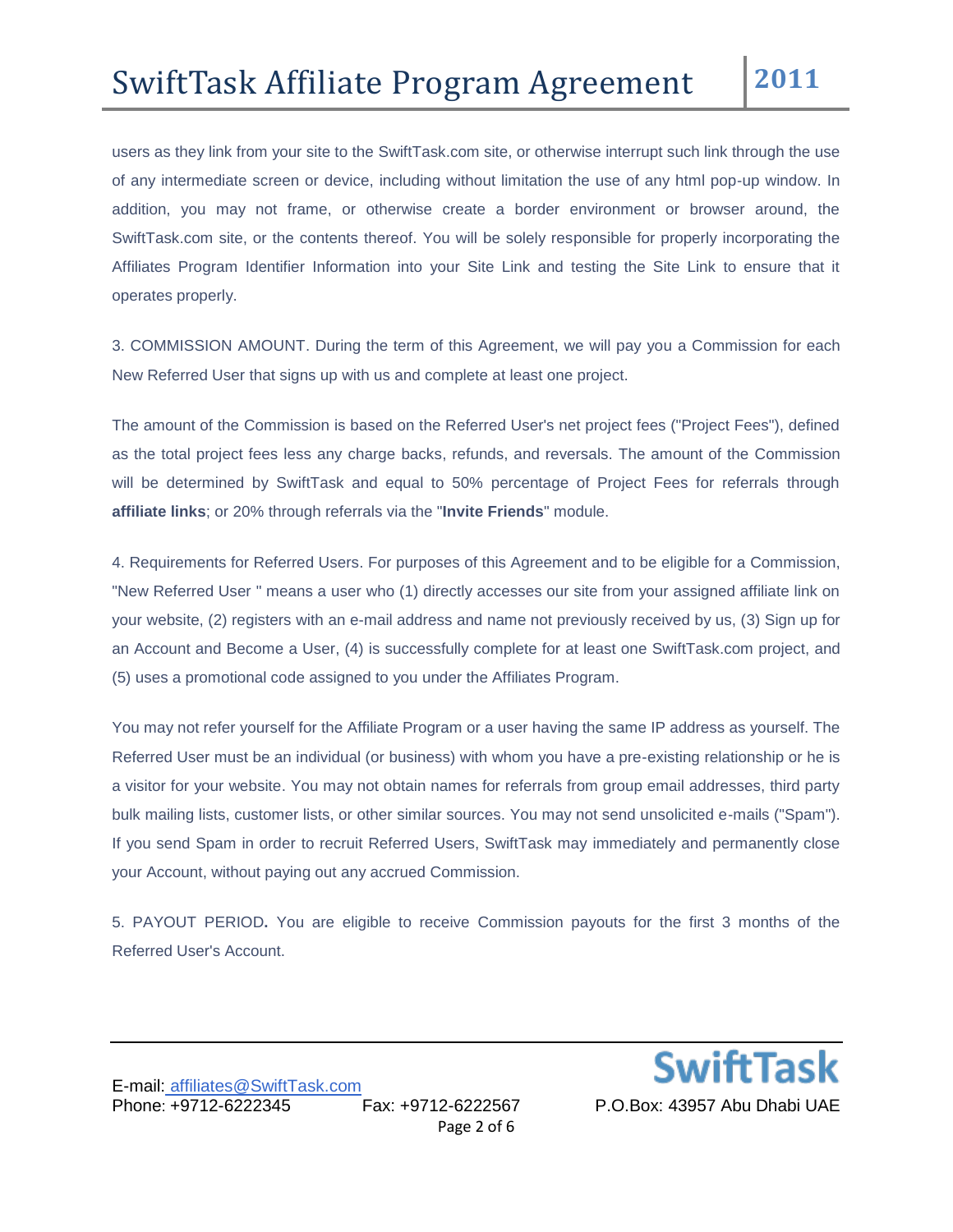users as they link from your site to the SwiftTask.com site, or otherwise interrupt such link through the use of any intermediate screen or device, including without limitation the use of any html pop-up window. In addition, you may not frame, or otherwise create a border environment or browser around, the SwiftTask.com site, or the contents thereof. You will be solely responsible for properly incorporating the Affiliates Program Identifier Information into your Site Link and testing the Site Link to ensure that it operates properly.

3. COMMISSION AMOUNT. During the term of this Agreement, we will pay you a Commission for each New Referred User that signs up with us and complete at least one project.

The amount of the Commission is based on the Referred User's net project fees ("Project Fees"), defined as the total project fees less any charge backs, refunds, and reversals. The amount of the Commission will be determined by SwiftTask and equal to 50% percentage of Project Fees for referrals through **affiliate links**; or 20% through referrals via the "**Invite Friends**" module.

4. Requirements for Referred Users. For purposes of this Agreement and to be eligible for a Commission, "New Referred User " means a user who (1) directly accesses our site from your assigned affiliate link on your website, (2) registers with an e-mail address and name not previously received by us, (3) Sign up for an Account and Become a User, (4) is successfully complete for at least one SwiftTask.com project, and (5) uses a promotional code assigned to you under the Affiliates Program.

You may not refer yourself for the Affiliate Program or a user having the same IP address as yourself. The Referred User must be an individual (or business) with whom you have a pre-existing relationship or he is a visitor for your website. You may not obtain names for referrals from group email addresses, third party bulk mailing lists, customer lists, or other similar sources. You may not send unsolicited e-mails ("Spam"). If you send Spam in order to recruit Referred Users, SwiftTask may immediately and permanently close your Account, without paying out any accrued Commission.

5. PAYOUT PERIOD**.** You are eligible to receive Commission payouts for the first 3 months of the Referred User's Account.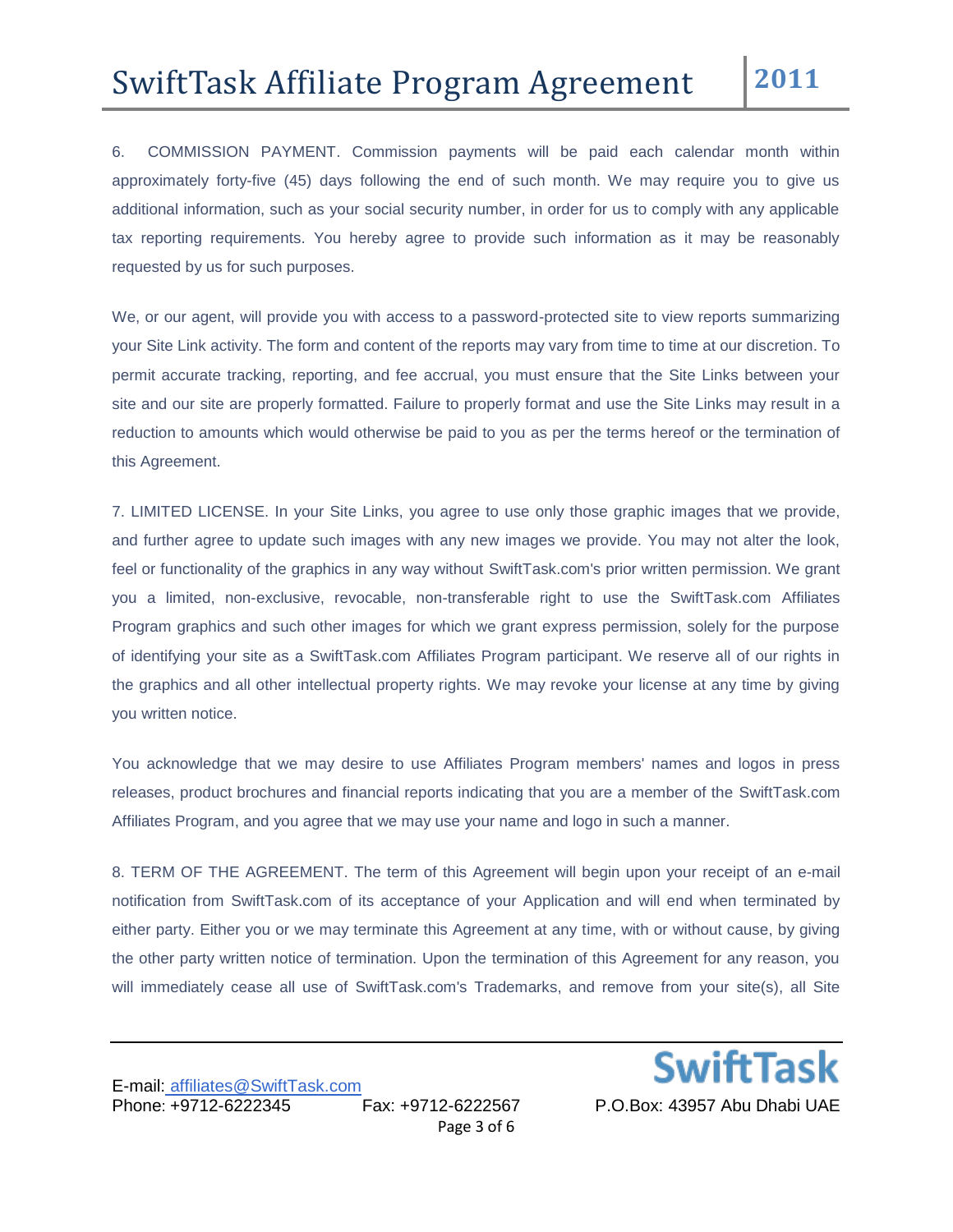6. COMMISSION PAYMENT. Commission payments will be paid each calendar month within approximately forty-five (45) days following the end of such month. We may require you to give us additional information, such as your social security number, in order for us to comply with any applicable tax reporting requirements. You hereby agree to provide such information as it may be reasonably requested by us for such purposes.

We, or our agent, will provide you with access to a password-protected site to view reports summarizing your Site Link activity. The form and content of the reports may vary from time to time at our discretion. To permit accurate tracking, reporting, and fee accrual, you must ensure that the Site Links between your site and our site are properly formatted. Failure to properly format and use the Site Links may result in a reduction to amounts which would otherwise be paid to you as per the terms hereof or the termination of this Agreement.

7. LIMITED LICENSE. In your Site Links, you agree to use only those graphic images that we provide, and further agree to update such images with any new images we provide. You may not alter the look, feel or functionality of the graphics in any way without SwiftTask.com's prior written permission. We grant you a limited, non-exclusive, revocable, non-transferable right to use the SwiftTask.com Affiliates Program graphics and such other images for which we grant express permission, solely for the purpose of identifying your site as a SwiftTask.com Affiliates Program participant. We reserve all of our rights in the graphics and all other intellectual property rights. We may revoke your license at any time by giving you written notice.

You acknowledge that we may desire to use Affiliates Program members' names and logos in press releases, product brochures and financial reports indicating that you are a member of the SwiftTask.com Affiliates Program, and you agree that we may use your name and logo in such a manner.

8. TERM OF THE AGREEMENT. The term of this Agreement will begin upon your receipt of an e-mail notification from SwiftTask.com of its acceptance of your Application and will end when terminated by either party. Either you or we may terminate this Agreement at any time, with or without cause, by giving the other party written notice of termination. Upon the termination of this Agreement for any reason, you will immediately cease all use of SwiftTask.com's Trademarks, and remove from your site(s), all Site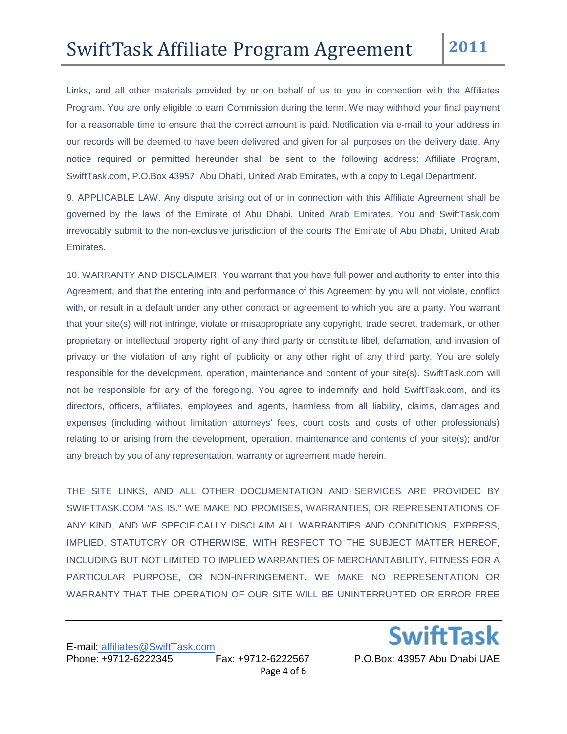Links, and all other materials provided by or on behalf of us to you in connection with the Affiliates Program. You are only eligible to earn Commission during the term. We may withhold your final payment for a reasonable time to ensure that the correct amount is paid. Notification via e-mail to your address in our records will be deemed to have been delivered and given for all purposes on the delivery date. Any notice required or permitted hereunder shall be sent to the following address: Affiliate Program, SwiftTask.com, P.O.Box 43957, Abu Dhabi, United Arab Emirates, with a copy to Legal Department.

9. APPLICABLE LAW. Any dispute arising out of or in connection with this Affiliate Agreement shall be governed by the laws of the Emirate of Abu Dhabi, United Arab Emirates. You and SwiftTask.com irrevocably submit to the non-exclusive jurisdiction of the courts The Emirate of Abu Dhabi, United Arab Emirates.

10. WARRANTY AND DISCLAIMER. You warrant that you have full power and authority to enter into this Agreement, and that the entering into and performance of this Agreement by you will not violate, conflict with, or result in a default under any other contract or agreement to which you are a party. You warrant that your site(s) will not infringe, violate or misappropriate any copyright, trade secret, trademark, or other proprietary or intellectual property right of any third party or constitute libel, defamation, and invasion of privacy or the violation of any right of publicity or any other right of any third party. You are solely responsible for the development, operation, maintenance and content of your site(s). SwiftTask.com will not be responsible for any of the foregoing. You agree to indemnify and hold SwiftTask.com, and its directors, officers, affiliates, employees and agents, harmless from all liability, claims, damages and expenses (including without limitation attorneys' fees, court costs and costs of other professionals) relating to or arising from the development, operation, maintenance and contents of your site(s); and/or any breach by you of any representation, warranty or agreement made herein.

THE SITE LINKS, AND ALL OTHER DOCUMENTATION AND SERVICES ARE PROVIDED BY SWIFTTASK.COM "AS IS." WE MAKE NO PROMISES, WARRANTIES, OR REPRESENTATIONS OF ANY KIND, AND WE SPECIFICALLY DISCLAIM ALL WARRANTIES AND CONDITIONS, EXPRESS, IMPLIED, STATUTORY OR OTHERWISE, WITH RESPECT TO THE SUBJECT MATTER HEREOF, INCLUDING BUT NOT LIMITED TO IMPLIED WARRANTIES OF MERCHANTABILITY, FITNESS FOR A PARTICULAR PURPOSE, OR NON-INFRINGEMENT. WE MAKE NO REPRESENTATION OR WARRANTY THAT THE OPERATION OF OUR SITE WILL BE UNINTERRUPTED OR ERROR FREE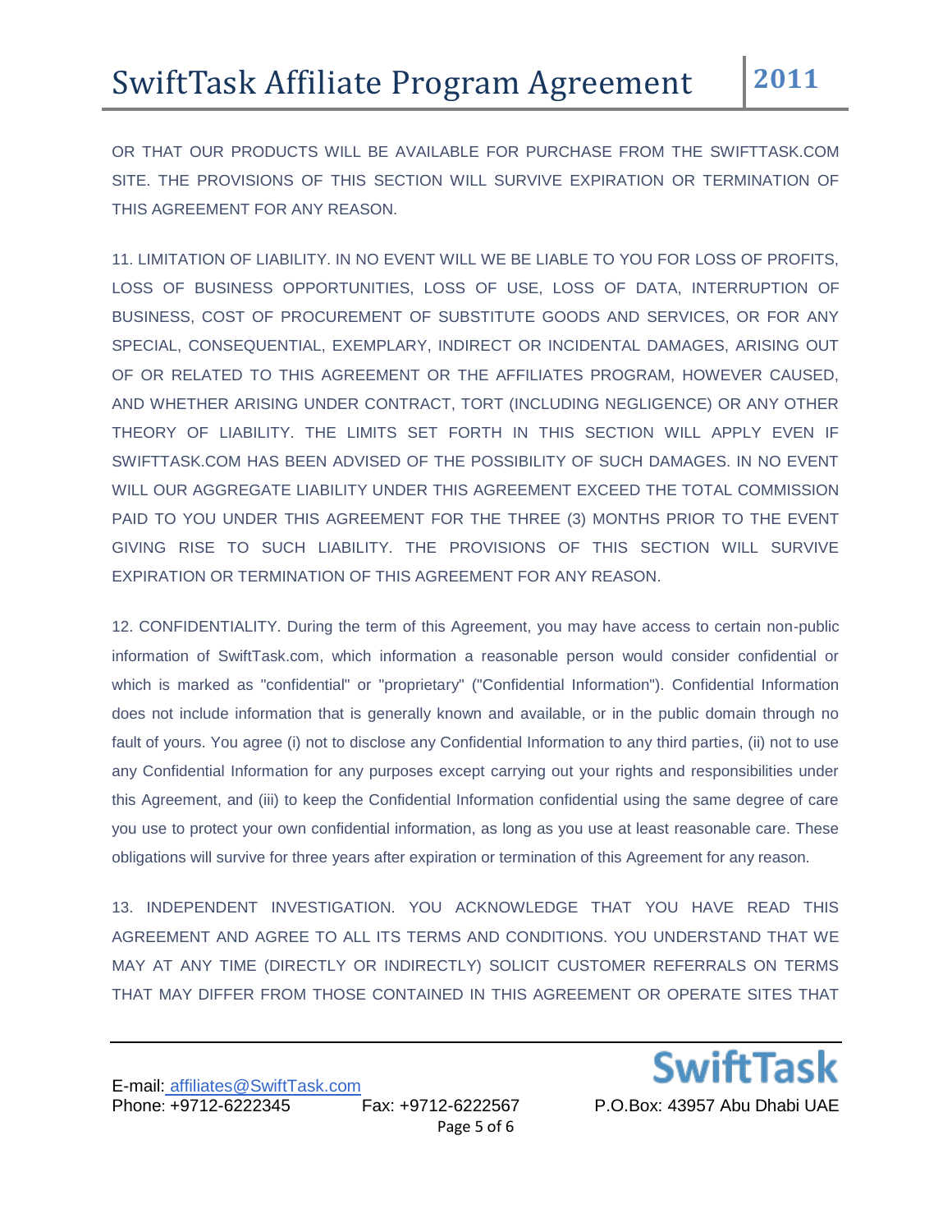OR THAT OUR PRODUCTS WILL BE AVAILABLE FOR PURCHASE FROM THE SWIFTTASK.COM SITE. THE PROVISIONS OF THIS SECTION WILL SURVIVE EXPIRATION OR TERMINATION OF THIS AGREEMENT FOR ANY REASON.

11. LIMITATION OF LIABILITY. IN NO EVENT WILL WE BE LIABLE TO YOU FOR LOSS OF PROFITS, LOSS OF BUSINESS OPPORTUNITIES, LOSS OF USE, LOSS OF DATA, INTERRUPTION OF BUSINESS, COST OF PROCUREMENT OF SUBSTITUTE GOODS AND SERVICES, OR FOR ANY SPECIAL, CONSEQUENTIAL, EXEMPLARY, INDIRECT OR INCIDENTAL DAMAGES, ARISING OUT OF OR RELATED TO THIS AGREEMENT OR THE AFFILIATES PROGRAM, HOWEVER CAUSED, AND WHETHER ARISING UNDER CONTRACT, TORT (INCLUDING NEGLIGENCE) OR ANY OTHER THEORY OF LIABILITY. THE LIMITS SET FORTH IN THIS SECTION WILL APPLY EVEN IF SWIFTTASK.COM HAS BEEN ADVISED OF THE POSSIBILITY OF SUCH DAMAGES. IN NO EVENT WILL OUR AGGREGATE LIABILITY UNDER THIS AGREEMENT EXCEED THE TOTAL COMMISSION PAID TO YOU UNDER THIS AGREEMENT FOR THE THREE (3) MONTHS PRIOR TO THE EVENT GIVING RISE TO SUCH LIABILITY. THE PROVISIONS OF THIS SECTION WILL SURVIVE EXPIRATION OR TERMINATION OF THIS AGREEMENT FOR ANY REASON.

12. CONFIDENTIALITY. During the term of this Agreement, you may have access to certain non-public information of SwiftTask.com, which information a reasonable person would consider confidential or which is marked as "confidential" or "proprietary" ("Confidential Information"). Confidential Information does not include information that is generally known and available, or in the public domain through no fault of yours. You agree (i) not to disclose any Confidential Information to any third parties, (ii) not to use any Confidential Information for any purposes except carrying out your rights and responsibilities under this Agreement, and (iii) to keep the Confidential Information confidential using the same degree of care you use to protect your own confidential information, as long as you use at least reasonable care. These obligations will survive for three years after expiration or termination of this Agreement for any reason.

13. INDEPENDENT INVESTIGATION. YOU ACKNOWLEDGE THAT YOU HAVE READ THIS AGREEMENT AND AGREE TO ALL ITS TERMS AND CONDITIONS. YOU UNDERSTAND THAT WE MAY AT ANY TIME (DIRECTLY OR INDIRECTLY) SOLICIT CUSTOMER REFERRALS ON TERMS THAT MAY DIFFER FROM THOSE CONTAINED IN THIS AGREEMENT OR OPERATE SITES THAT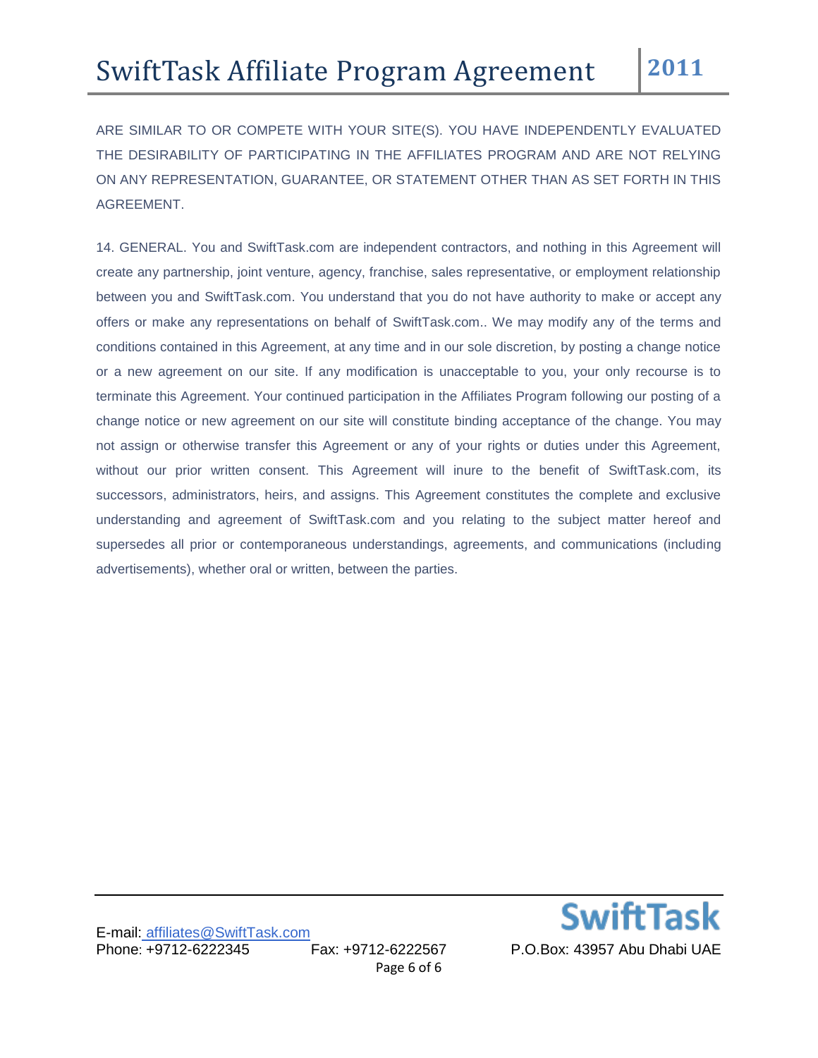ARE SIMILAR TO OR COMPETE WITH YOUR SITE(S). YOU HAVE INDEPENDENTLY EVALUATED THE DESIRABILITY OF PARTICIPATING IN THE AFFILIATES PROGRAM AND ARE NOT RELYING ON ANY REPRESENTATION, GUARANTEE, OR STATEMENT OTHER THAN AS SET FORTH IN THIS AGREEMENT.

14. GENERAL. You and SwiftTask.com are independent contractors, and nothing in this Agreement will create any partnership, joint venture, agency, franchise, sales representative, or employment relationship between you and SwiftTask.com. You understand that you do not have authority to make or accept any offers or make any representations on behalf of SwiftTask.com.. We may modify any of the terms and conditions contained in this Agreement, at any time and in our sole discretion, by posting a change notice or a new agreement on our site. If any modification is unacceptable to you, your only recourse is to terminate this Agreement. Your continued participation in the Affiliates Program following our posting of a change notice or new agreement on our site will constitute binding acceptance of the change. You may not assign or otherwise transfer this Agreement or any of your rights or duties under this Agreement, without our prior written consent. This Agreement will inure to the benefit of SwiftTask.com, its successors, administrators, heirs, and assigns. This Agreement constitutes the complete and exclusive understanding and agreement of SwiftTask.com and you relating to the subject matter hereof and supersedes all prior or contemporaneous understandings, agreements, and communications (including advertisements), whether oral or written, between the parties.